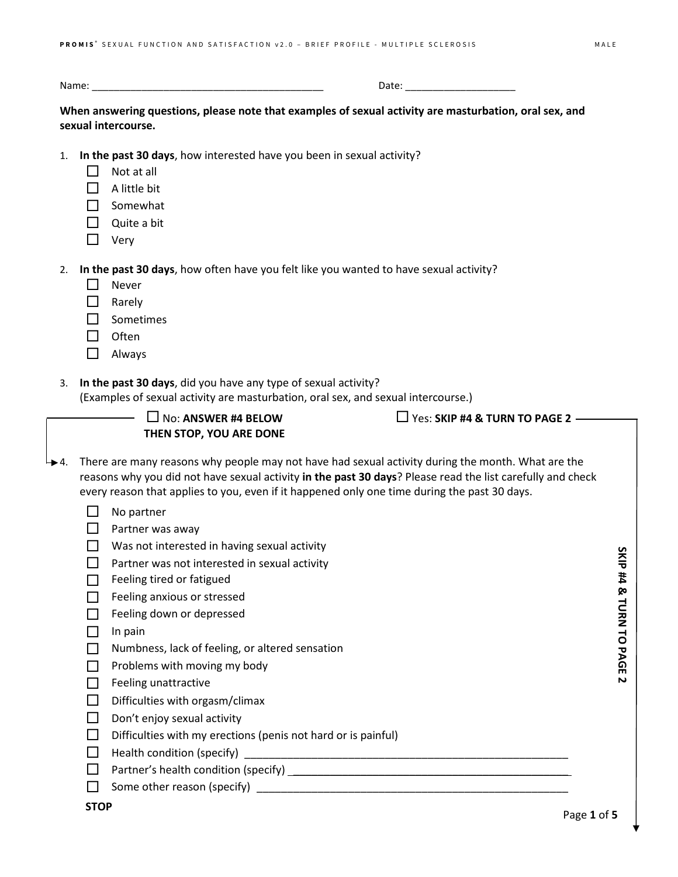Name: ________________________________________ Date: ____________________

**When answering questions, please note that examples of sexual activity are masturbation, oral sex, and sexual intercourse.**

1. **In the past 30 days**, how interested have you been in sexual activity?
   - ☐ Not at all
   - ☐ A little bit
   - ☐ Somewhat
   - ☐ Quite a bit
   - ☐ Very

2. **In the past 30 days**, how often have you felt like you wanted to have sexual activity?
   - ☐ Never
   - ☐ Rarely
   - ☐ Sometimes
   - ☐ Often
   - ☐ Always

3. **In the past 30 days**, did you have any type of sexual activity?
   (Examples of sexual activity are masturbation, oral sex, and sexual intercourse.)

   ☐ No: **ANSWER #4 BELOW THEN STOP, YOU ARE DONE**

   ☐ Yes: **SKIP #4 & TURN TO PAGE 2**

4. There are many reasons why people may not have had sexual activity during the month. What are the reasons why you did not have sexual activity **in the past 30 days**? Please read the list carefully and check every reason that applies to you, even if it happened only one time during the past 30 days.
   - ☐ No partner
   - ☐ Partner was away
   - ☐ Was not interested in having sexual activity
   - ☐ Partner was not interested in sexual activity
   - ☐ Feeling tired or fatigued
   - ☐ Feeling anxious or stressed
   - ☐ Feeling down or depressed
   - ☐ In pain
   - ☐ Numbness, lack of feeling, or altered sensation
   - ☐ Problems with moving my body
   - ☐ Feeling unattractive
   - ☐ Difficulties with orgasm/climax
   - ☐ Don't enjoy sexual activity
   - ☐ Difficulties with my erections (penis not hard or is painful)
   - ☐ Health condition (specify) ______________________________
   - ☐ Partner's health condition (specify) ______________________________
   - ☐ Some other reason (specify) ______________________________

   **STOP**

**SKIP #4 & TURN TO PAGE 2**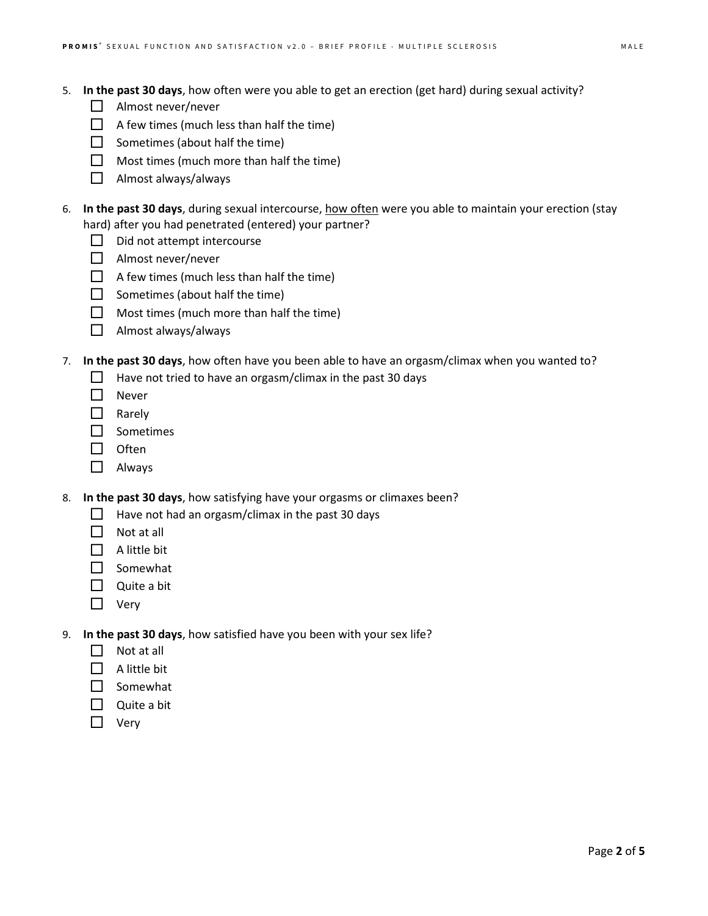5. **In the past 30 days**, how often were you able to get an erection (get hard) during sexual activity?
   - ☐ Almost never/never
   - ☐ A few times (much less than half the time)
   - ☐ Sometimes (about half the time)
   - ☐ Most times (much more than half the time)
   - ☐ Almost always/always

6. **In the past 30 days**, during sexual intercourse, <u>how often</u> were you able to maintain your erection (stay hard) after you had penetrated (entered) your partner?
   - ☐ Did not attempt intercourse
   - ☐ Almost never/never
   - ☐ A few times (much less than half the time)
   - ☐ Sometimes (about half the time)
   - ☐ Most times (much more than half the time)
   - ☐ Almost always/always

7. **In the past 30 days**, how often have you been able to have an orgasm/climax when you wanted to?
   - ☐ Have not tried to have an orgasm/climax in the past 30 days
   - ☐ Never
   - ☐ Rarely
   - ☐ Sometimes
   - ☐ Often
   - ☐ Always

8. **In the past 30 days**, how satisfying have your orgasms or climaxes been?
   - ☐ Have not had an orgasm/climax in the past 30 days
   - ☐ Not at all
   - ☐ A little bit
   - ☐ Somewhat
   - ☐ Quite a bit
   - ☐ Very

9. **In the past 30 days**, how satisfied have you been with your sex life?
   - ☐ Not at all
   - ☐ A little bit
   - ☐ Somewhat
   - ☐ Quite a bit
   - ☐ Very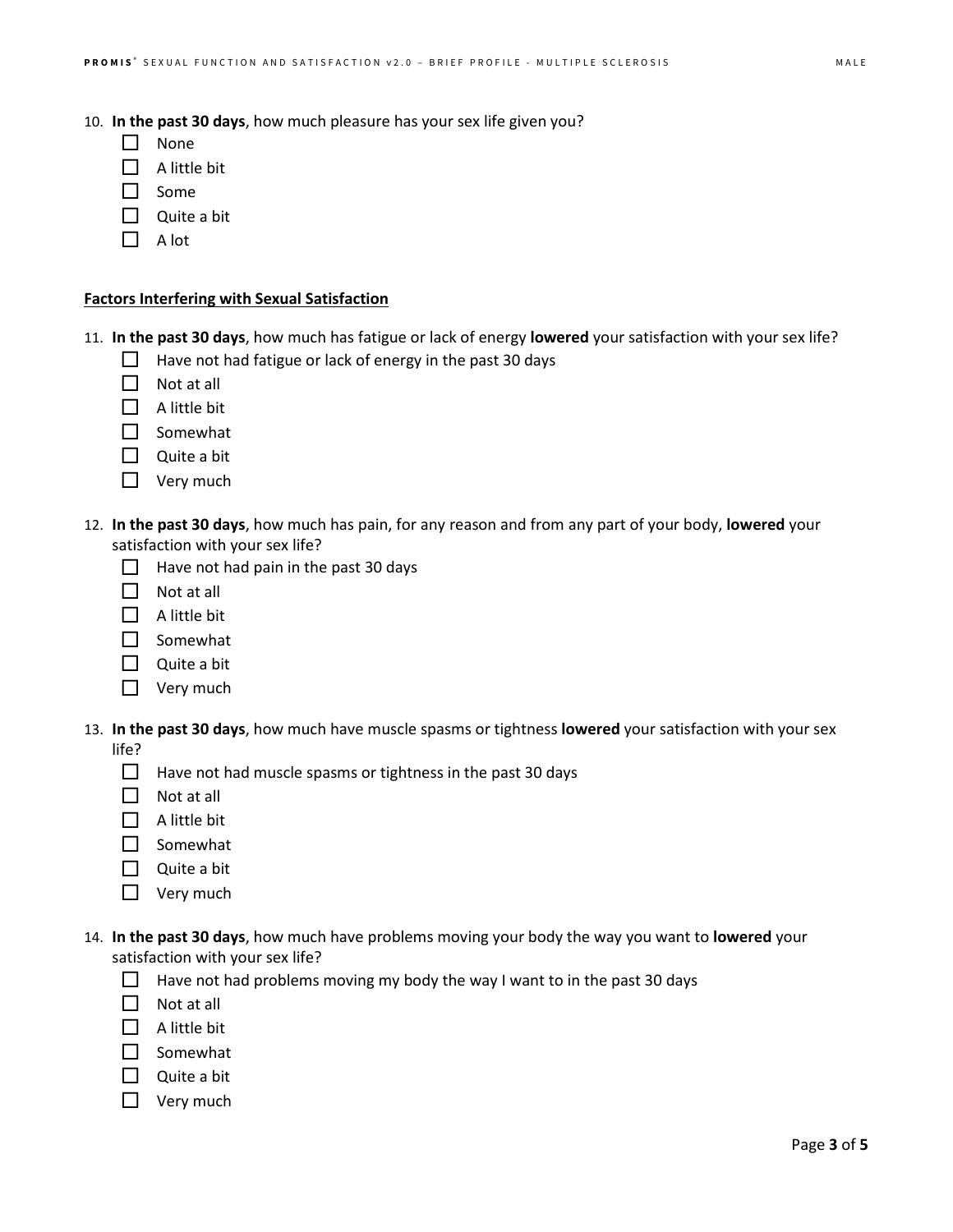10. **In the past 30 days**, how much pleasure has your sex life given you?
    - ☐ None
    - ☐ A little bit
    - ☐ Some
    - ☐ Quite a bit
    - ☐ A lot

**Factors Interfering with Sexual Satisfaction**

11. **In the past 30 days**, how much has fatigue or lack of energy **lowered** your satisfaction with your sex life?
    - ☐ Have not had fatigue or lack of energy in the past 30 days
    - ☐ Not at all
    - ☐ A little bit
    - ☐ Somewhat
    - ☐ Quite a bit
    - ☐ Very much

12. **In the past 30 days**, how much has pain, for any reason and from any part of your body, **lowered** your satisfaction with your sex life?
    - ☐ Have not had pain in the past 30 days
    - ☐ Not at all
    - ☐ A little bit
    - ☐ Somewhat
    - ☐ Quite a bit
    - ☐ Very much

13. **In the past 30 days**, how much have muscle spasms or tightness **lowered** your satisfaction with your sex life?
    - ☐ Have not had muscle spasms or tightness in the past 30 days
    - ☐ Not at all
    - ☐ A little bit
    - ☐ Somewhat
    - ☐ Quite a bit
    - ☐ Very much

14. **In the past 30 days**, how much have problems moving your body the way you want to **lowered** your satisfaction with your sex life?
    - ☐ Have not had problems moving my body the way I want to in the past 30 days
    - ☐ Not at all
    - ☐ A little bit
    - ☐ Somewhat
    - ☐ Quite a bit
    - ☐ Very much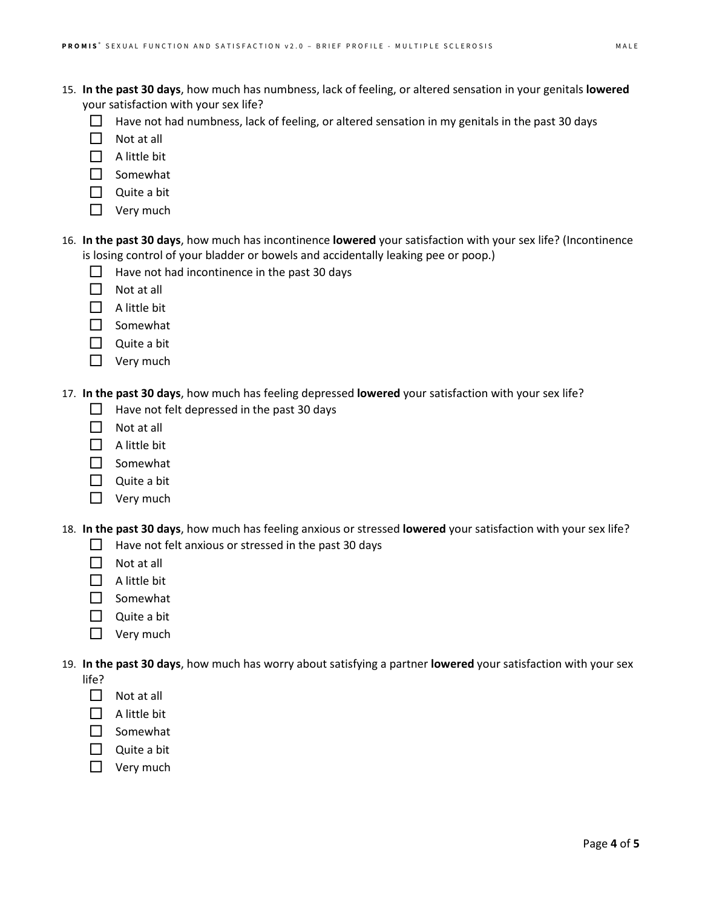15. **In the past 30 days**, how much has numbness, lack of feeling, or altered sensation in your genitals **lowered** your satisfaction with your sex life?
    - ☐ Have not had numbness, lack of feeling, or altered sensation in my genitals in the past 30 days
    - ☐ Not at all
    - ☐ A little bit
    - ☐ Somewhat
    - ☐ Quite a bit
    - ☐ Very much

16. **In the past 30 days**, how much has incontinence **lowered** your satisfaction with your sex life? (Incontinence is losing control of your bladder or bowels and accidentally leaking pee or poop.)
    - ☐ Have not had incontinence in the past 30 days
    - ☐ Not at all
    - ☐ A little bit
    - ☐ Somewhat
    - ☐ Quite a bit
    - ☐ Very much

17. **In the past 30 days**, how much has feeling depressed **lowered** your satisfaction with your sex life?
    - ☐ Have not felt depressed in the past 30 days
    - ☐ Not at all
    - ☐ A little bit
    - ☐ Somewhat
    - ☐ Quite a bit
    - ☐ Very much

18. **In the past 30 days**, how much has feeling anxious or stressed **lowered** your satisfaction with your sex life?
    - ☐ Have not felt anxious or stressed in the past 30 days
    - ☐ Not at all
    - ☐ A little bit
    - ☐ Somewhat
    - ☐ Quite a bit
    - ☐ Very much

19. **In the past 30 days**, how much has worry about satisfying a partner **lowered** your satisfaction with your sex life?
    - ☐ Not at all
    - ☐ A little bit
    - ☐ Somewhat
    - ☐ Quite a bit
    - ☐ Very much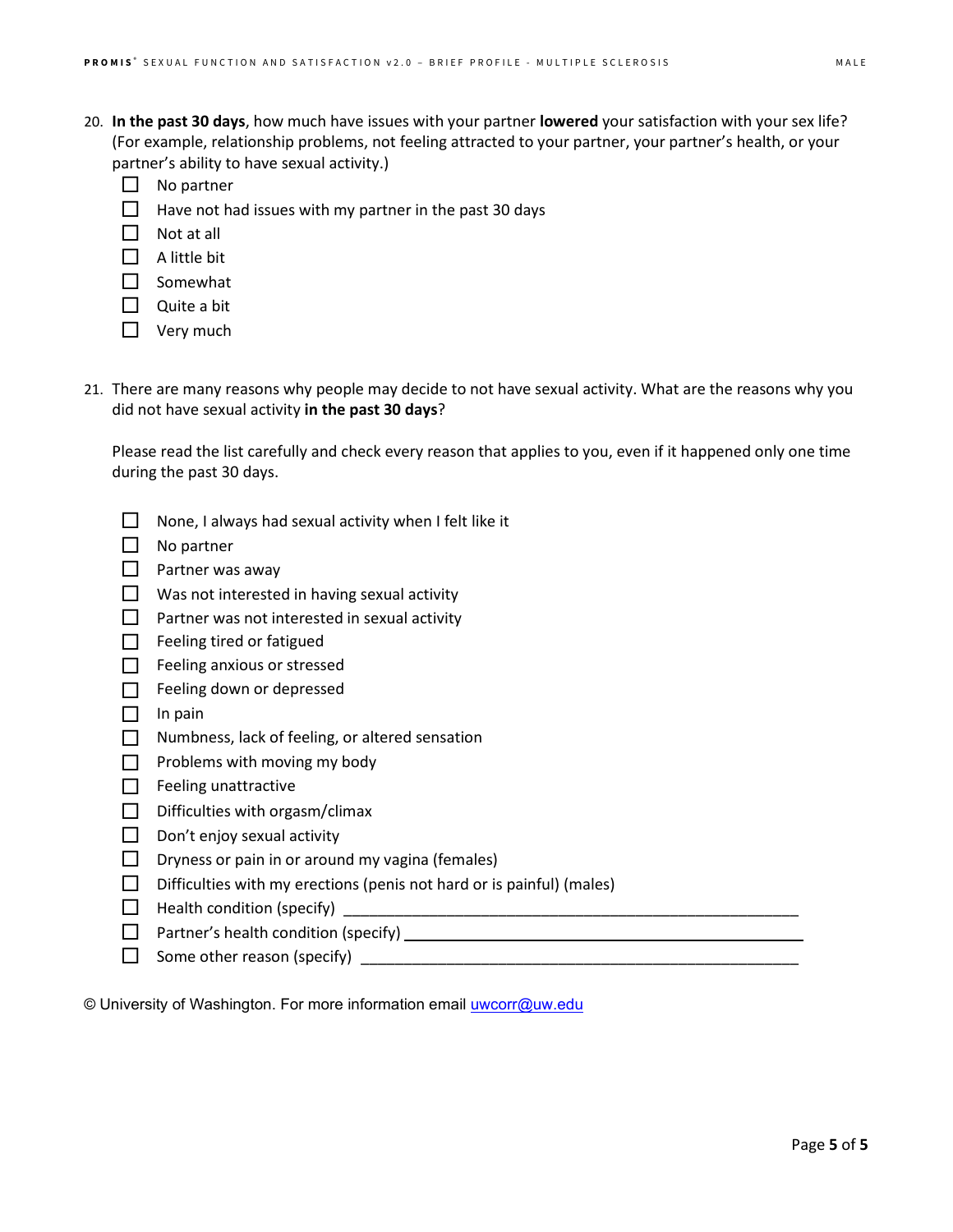20. **In the past 30 days**, how much have issues with your partner **lowered** your satisfaction with your sex life? (For example, relationship problems, not feeling attracted to your partner, your partner's health, or your partner's ability to have sexual activity.)
    - ☐ No partner
    - ☐ Have not had issues with my partner in the past 30 days
    - ☐ Not at all
    - ☐ A little bit
    - ☐ Somewhat
    - ☐ Quite a bit
    - ☐ Very much

21. There are many reasons why people may decide to not have sexual activity. What are the reasons why you did not have sexual activity **in the past 30 days**?

    Please read the list carefully and check every reason that applies to you, even if it happened only one time during the past 30 days.

    - ☐ None, I always had sexual activity when I felt like it
    - ☐ No partner
    - ☐ Partner was away
    - ☐ Was not interested in having sexual activity
    - ☐ Partner was not interested in sexual activity
    - ☐ Feeling tired or fatigued
    - ☐ Feeling anxious or stressed
    - ☐ Feeling down or depressed
    - ☐ In pain
    - ☐ Numbness, lack of feeling, or altered sensation
    - ☐ Problems with moving my body
    - ☐ Feeling unattractive
    - ☐ Difficulties with orgasm/climax
    - ☐ Don't enjoy sexual activity
    - ☐ Dryness or pain in or around my vagina (females)
    - ☐ Difficulties with my erections (penis not hard or is painful) (males)
    - ☐ Health condition (specify) ______________________________
    - ☐ Partner's health condition (specify) ______________________________
    - ☐ Some other reason (specify) ______________________________

© University of Washington. For more information email uwcorr@uw.edu